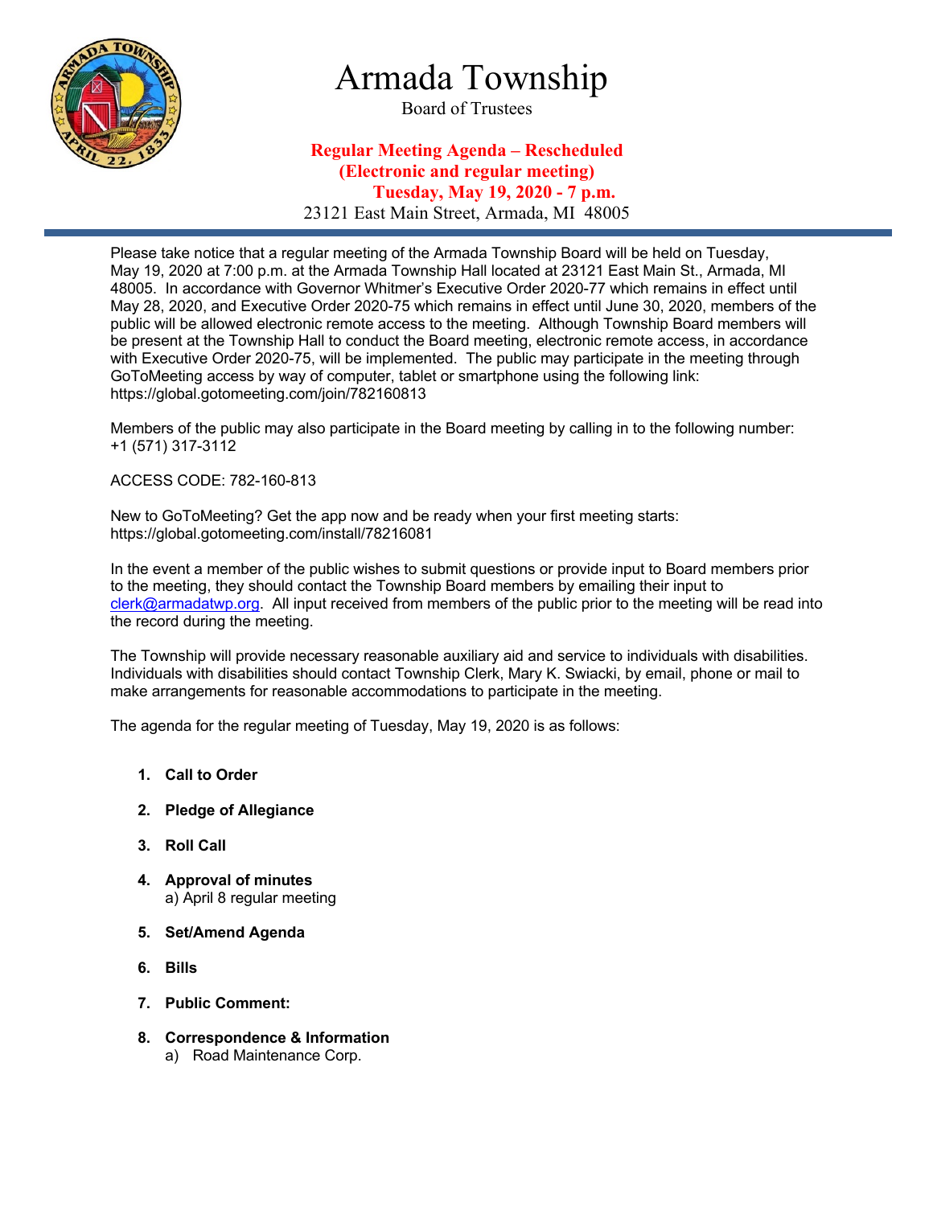# Armada Township

Board of Trustees

**Regular Meeting Agenda – Rescheduled**
**(Electronic and regular meeting)**
**Tuesday, May 19, 2020 - 7 p.m.**

23121 East Main Street, Armada, MI 48005

---

Please take notice that a regular meeting of the Armada Township Board will be held on Tuesday, May 19, 2020 at 7:00 p.m. at the Armada Township Hall located at 23121 East Main St., Armada, MI 48005. In accordance with Governor Whitmer's Executive Order 2020-77 which remains in effect until May 28, 2020, and Executive Order 2020-75 which remains in effect until June 30, 2020, members of the public will be allowed electronic remote access to the meeting. Although Township Board members will be present at the Township Hall to conduct the Board meeting, electronic remote access, in accordance with Executive Order 2020-75, will be implemented. The public may participate in the meeting through GoToMeeting access by way of computer, tablet or smartphone using the following link: https://global.gotomeeting.com/join/782160813

Members of the public may also participate in the Board meeting by calling in to the following number: +1 (571) 317-3112

ACCESS CODE: 782-160-813

New to GoToMeeting? Get the app now and be ready when your first meeting starts: https://global.gotomeeting.com/install/78216081

In the event a member of the public wishes to submit questions or provide input to Board members prior to the meeting, they should contact the Township Board members by emailing their input to clerk@armadatwp.org. All input received from members of the public prior to the meeting will be read into the record during the meeting.

The Township will provide necessary reasonable auxiliary aid and service to individuals with disabilities. Individuals with disabilities should contact Township Clerk, Mary K. Swiacki, by email, phone or mail to make arrangements for reasonable accommodations to participate in the meeting.

The agenda for the regular meeting of Tuesday, May 19, 2020 is as follows:

1. **Call to Order**
2. **Pledge of Allegiance**
3. **Roll Call**
4. **Approval of minutes**
   a) April 8 regular meeting
5. **Set/Amend Agenda**
6. **Bills**
7. **Public Comment:**
8. **Correspondence & Information**
   a) Road Maintenance Corp.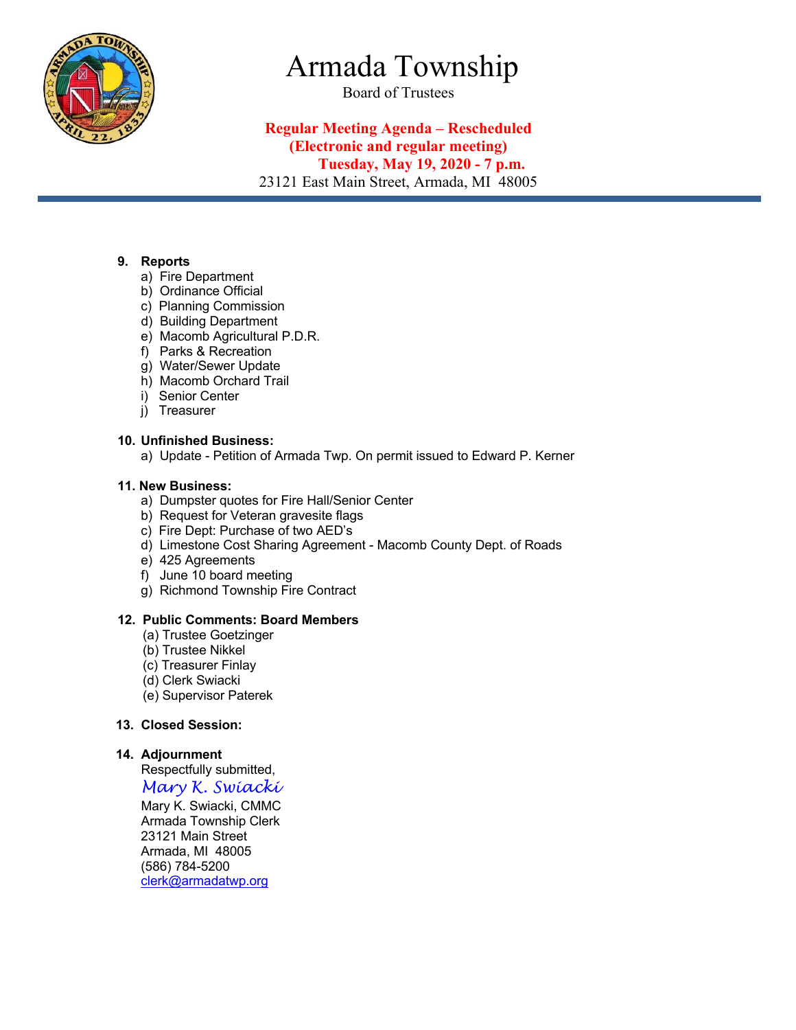# Armada Township

Board of Trustees

**Regular Meeting Agenda – Rescheduled**
**(Electronic and regular meeting)**
**Tuesday, May 19, 2020 - 7 p.m.**

23121 East Main Street, Armada, MI 48005

**9. Reports**

a) Fire Department
b) Ordinance Official
c) Planning Commission
d) Building Department
e) Macomb Agricultural P.D.R.
f) Parks & Recreation
g) Water/Sewer Update
h) Macomb Orchard Trail
i) Senior Center
j) Treasurer

**10. Unfinished Business:**

a) Update - Petition of Armada Twp. On permit issued to Edward P. Kerner

**11. New Business:**

a) Dumpster quotes for Fire Hall/Senior Center
b) Request for Veteran gravesite flags
c) Fire Dept: Purchase of two AED's
d) Limestone Cost Sharing Agreement - Macomb County Dept. of Roads
e) 425 Agreements
f) June 10 board meeting
g) Richmond Township Fire Contract

**12. Public Comments: Board Members**

(a) Trustee Goetzinger
(b) Trustee Nikkel
(c) Treasurer Finlay
(d) Clerk Swiacki
(e) Supervisor Paterek

**13. Closed Session:**

**14. Adjournment**

Respectfully submitted,

*Mary K. Swiacki*

Mary K. Swiacki, CMMC
Armada Township Clerk
23121 Main Street
Armada, MI 48005
(586) 784-5200
clerk@armadatwp.org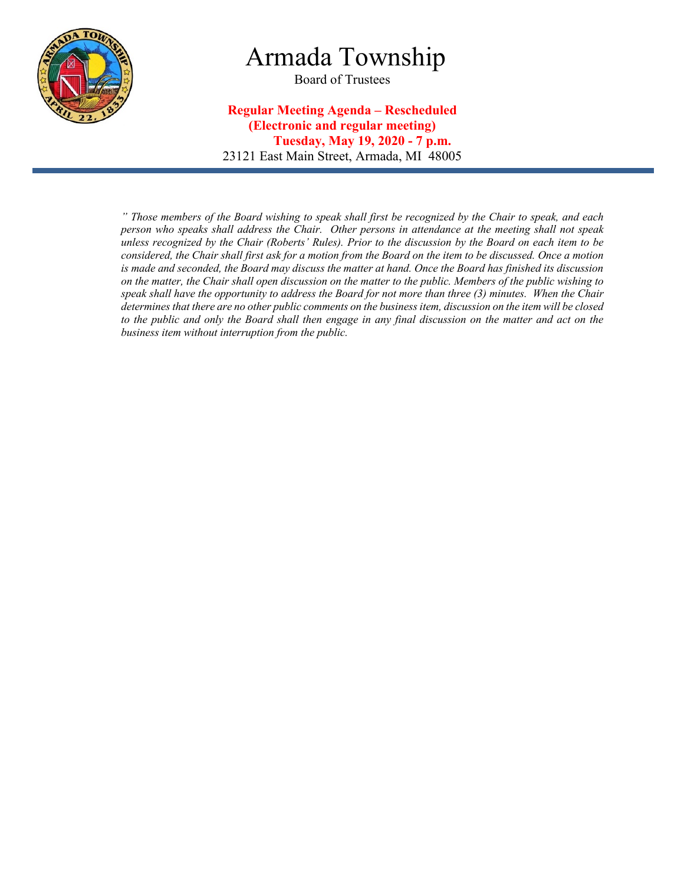# Armada Township

Board of Trustees

**Regular Meeting Agenda – Rescheduled**
**(Electronic and regular meeting)**
**Tuesday, May 19, 2020 - 7 p.m.**

23121 East Main Street, Armada, MI 48005

*" Those members of the Board wishing to speak shall first be recognized by the Chair to speak, and each person who speaks shall address the Chair. Other persons in attendance at the meeting shall not speak unless recognized by the Chair (Roberts' Rules). Prior to the discussion by the Board on each item to be considered, the Chair shall first ask for a motion from the Board on the item to be discussed. Once a motion is made and seconded, the Board may discuss the matter at hand. Once the Board has finished its discussion on the matter, the Chair shall open discussion on the matter to the public. Members of the public wishing to speak shall have the opportunity to address the Board for not more than three (3) minutes. When the Chair determines that there are no other public comments on the business item, discussion on the item will be closed to the public and only the Board shall then engage in any final discussion on the matter and act on the business item without interruption from the public.*